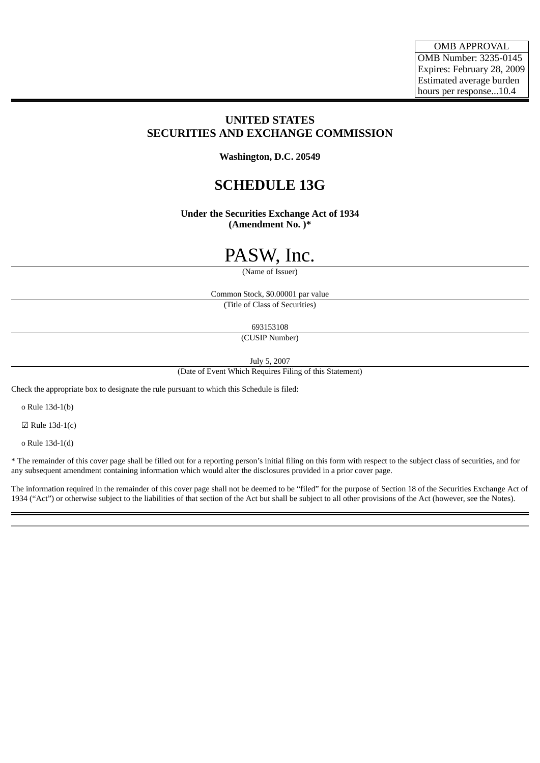| OMB APPROVAL |
|---|
| OMB Number: 3235-0145 |
| Expires: February 28, 2009 |
| Estimated average burden hours per response...10.4 |

**UNITED STATES**
**SECURITIES AND EXCHANGE COMMISSION**

**Washington, D.C. 20549**

# SCHEDULE 13G

**Under the Securities Exchange Act of 1934**
**(Amendment No. )***

PASW, Inc.
(Name of Issuer)

Common Stock, $0.00001 par value
(Title of Class of Securities)

693153108
(CUSIP Number)

July 5, 2007
(Date of Event Which Requires Filing of this Statement)

Check the appropriate box to designate the rule pursuant to which this Schedule is filed:

o Rule 13d-1(b)

☑ Rule 13d-1(c)

o Rule 13d-1(d)

* The remainder of this cover page shall be filled out for a reporting person's initial filing on this form with respect to the subject class of securities, and for any subsequent amendment containing information which would alter the disclosures provided in a prior cover page.

The information required in the remainder of this cover page shall not be deemed to be "filed" for the purpose of Section 18 of the Securities Exchange Act of 1934 ("Act") or otherwise subject to the liabilities of that section of the Act but shall be subject to all other provisions of the Act (however, see the Notes).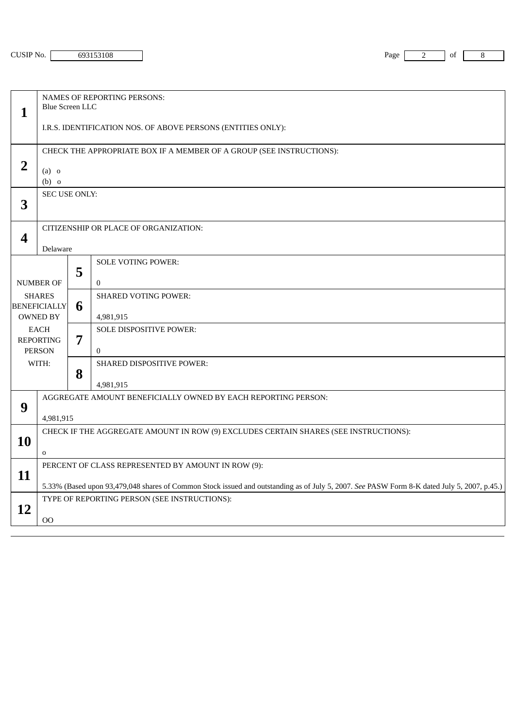CUSIP No. 693153108

| | | | |
|---|---|---|---|
| **1** | NAMES OF REPORTING PERSONS: Blue Screen LLC<br><br>I.R.S. IDENTIFICATION NOS. OF ABOVE PERSONS (ENTITIES ONLY): | | |
| **2** | CHECK THE APPROPRIATE BOX IF A MEMBER OF A GROUP (SEE INSTRUCTIONS):<br><br>(a) o<br>(b) o | | |
| **3** | SEC USE ONLY: | | |
| **4** | CITIZENSHIP OR PLACE OF ORGANIZATION:<br><br>Delaware | | |
| NUMBER OF SHARES BENEFICIALLY OWNED BY EACH REPORTING PERSON WITH: | **5** | SOLE VOTING POWER:<br><br>0 | |
| | **6** | SHARED VOTING POWER:<br><br>4,981,915 | |
| | **7** | SOLE DISPOSITIVE POWER:<br><br>0 | |
| | **8** | SHARED DISPOSITIVE POWER:<br><br>4,981,915 | |
| **9** | AGGREGATE AMOUNT BENEFICIALLY OWNED BY EACH REPORTING PERSON:<br><br>4,981,915 | | |
| **10** | CHECK IF THE AGGREGATE AMOUNT IN ROW (9) EXCLUDES CERTAIN SHARES (SEE INSTRUCTIONS):<br><br>o | | |
| **11** | PERCENT OF CLASS REPRESENTED BY AMOUNT IN ROW (9):<br><br>5.33% (Based upon 93,479,048 shares of Common Stock issued and outstanding as of July 5, 2007. *See* PASW Form 8-K dated July 5, 2007, p.45.) | | |
| **12** | TYPE OF REPORTING PERSON (SEE INSTRUCTIONS):<br><br>OO | | |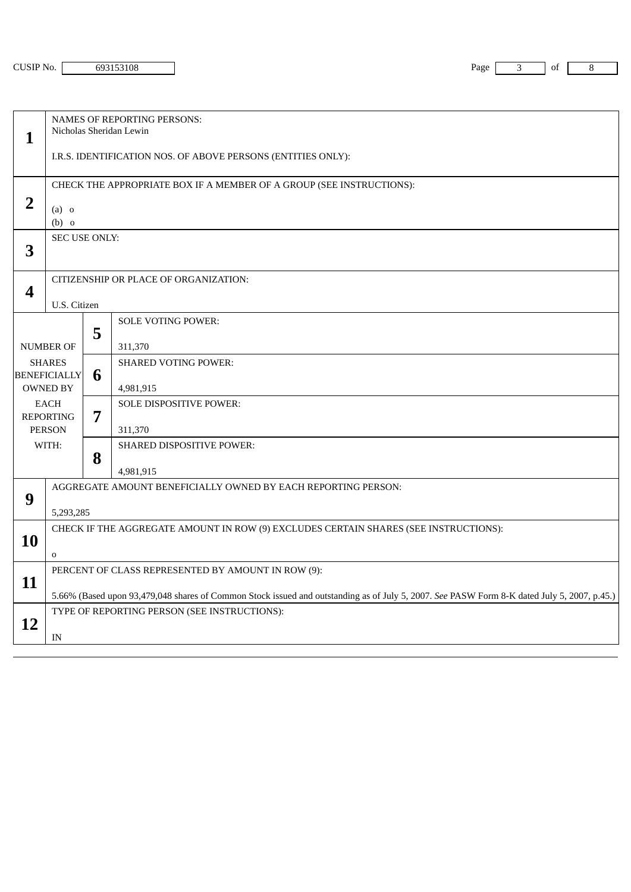CUSIP No. 693153108

| | | | |
|---|---|---|---|
| **1** | NAMES OF REPORTING PERSONS:<br>Nicholas Sheridan Lewin<br><br>I.R.S. IDENTIFICATION NOS. OF ABOVE PERSONS (ENTITIES ONLY): | | |
| **2** | CHECK THE APPROPRIATE BOX IF A MEMBER OF A GROUP (SEE INSTRUCTIONS):<br><br>(a) o<br>(b) o | | |
| **3** | SEC USE ONLY: | | |
| **4** | CITIZENSHIP OR PLACE OF ORGANIZATION:<br><br>U.S. Citizen | | |
| NUMBER OF SHARES BENEFICIALLY OWNED BY EACH REPORTING PERSON WITH: | **5** | SOLE VOTING POWER:<br><br>311,370 | |
| | **6** | SHARED VOTING POWER:<br><br>4,981,915 | |
| | **7** | SOLE DISPOSITIVE POWER:<br><br>311,370 | |
| | **8** | SHARED DISPOSITIVE POWER:<br><br>4,981,915 | |
| **9** | AGGREGATE AMOUNT BENEFICIALLY OWNED BY EACH REPORTING PERSON:<br><br>5,293,285 | | |
| **10** | CHECK IF THE AGGREGATE AMOUNT IN ROW (9) EXCLUDES CERTAIN SHARES (SEE INSTRUCTIONS):<br><br>o | | |
| **11** | PERCENT OF CLASS REPRESENTED BY AMOUNT IN ROW (9):<br><br>5.66% (Based upon 93,479,048 shares of Common Stock issued and outstanding as of July 5, 2007. *See* PASW Form 8-K dated July 5, 2007, p.45.) | | |
| **12** | TYPE OF REPORTING PERSON (SEE INSTRUCTIONS):<br><br>IN | | |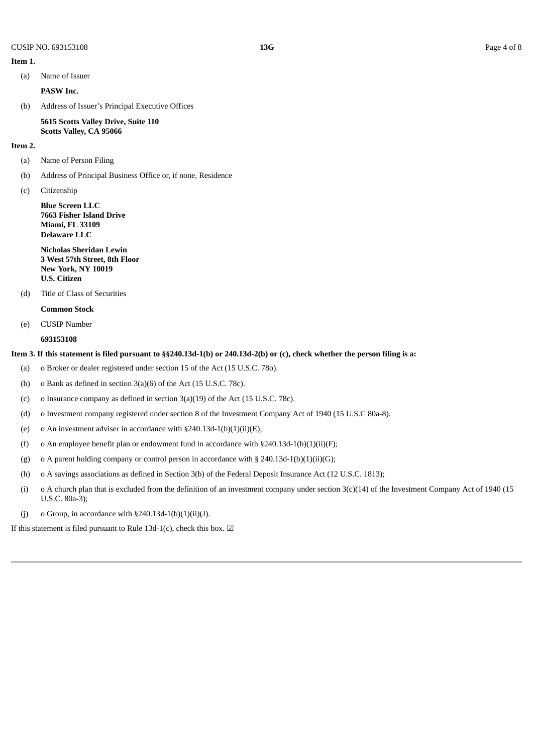**Item 1.**

(a) Name of Issuer

**PASW Inc.**

(b) Address of Issuer's Principal Executive Offices

**5615 Scotts Valley Drive, Suite 110**
**Scotts Valley, CA 95066**

**Item 2.**

(a) Name of Person Filing

(b) Address of Principal Business Office or, if none, Residence

(c) Citizenship

**Blue Screen LLC**
**7663 Fisher Island Drive**
**Miami, FL 33109**
**Delaware LLC**

**Nicholas Sheridan Lewin**
**3 West 57th Street, 8th Floor**
**New York, NY 10019**
**U.S. Citizen**

(d) Title of Class of Securities

**Common Stock**

(e) CUSIP Number

**693153108**

**Item 3. If this statement is filed pursuant to §§240.13d-1(b) or 240.13d-2(b) or (c), check whether the person filing is a:**

(a) o Broker or dealer registered under section 15 of the Act (15 U.S.C. 78o).

(b) o Bank as defined in section 3(a)(6) of the Act (15 U.S.C. 78c).

(c) o Insurance company as defined in section 3(a)(19) of the Act (15 U.S.C. 78c).

(d) o Investment company registered under section 8 of the Investment Company Act of 1940 (15 U.S.C 80a-8).

(e) o An investment adviser in accordance with §240.13d-1(b)(1)(ii)(E);

(f) o An employee benefit plan or endowment fund in accordance with §240.13d-1(b)(1)(ii)(F);

(g) o A parent holding company or control person in accordance with § 240.13d-1(b)(1)(ii)(G);

(h) o A savings associations as defined in Section 3(b) of the Federal Deposit Insurance Act (12 U.S.C. 1813);

(i) o A church plan that is excluded from the definition of an investment company under section 3(c)(14) of the Investment Company Act of 1940 (15 U.S.C. 80a-3);

(j) o Group, in accordance with §240.13d-1(b)(1)(ii)(J).

If this statement is filed pursuant to Rule 13d-1(c), check this box. ☑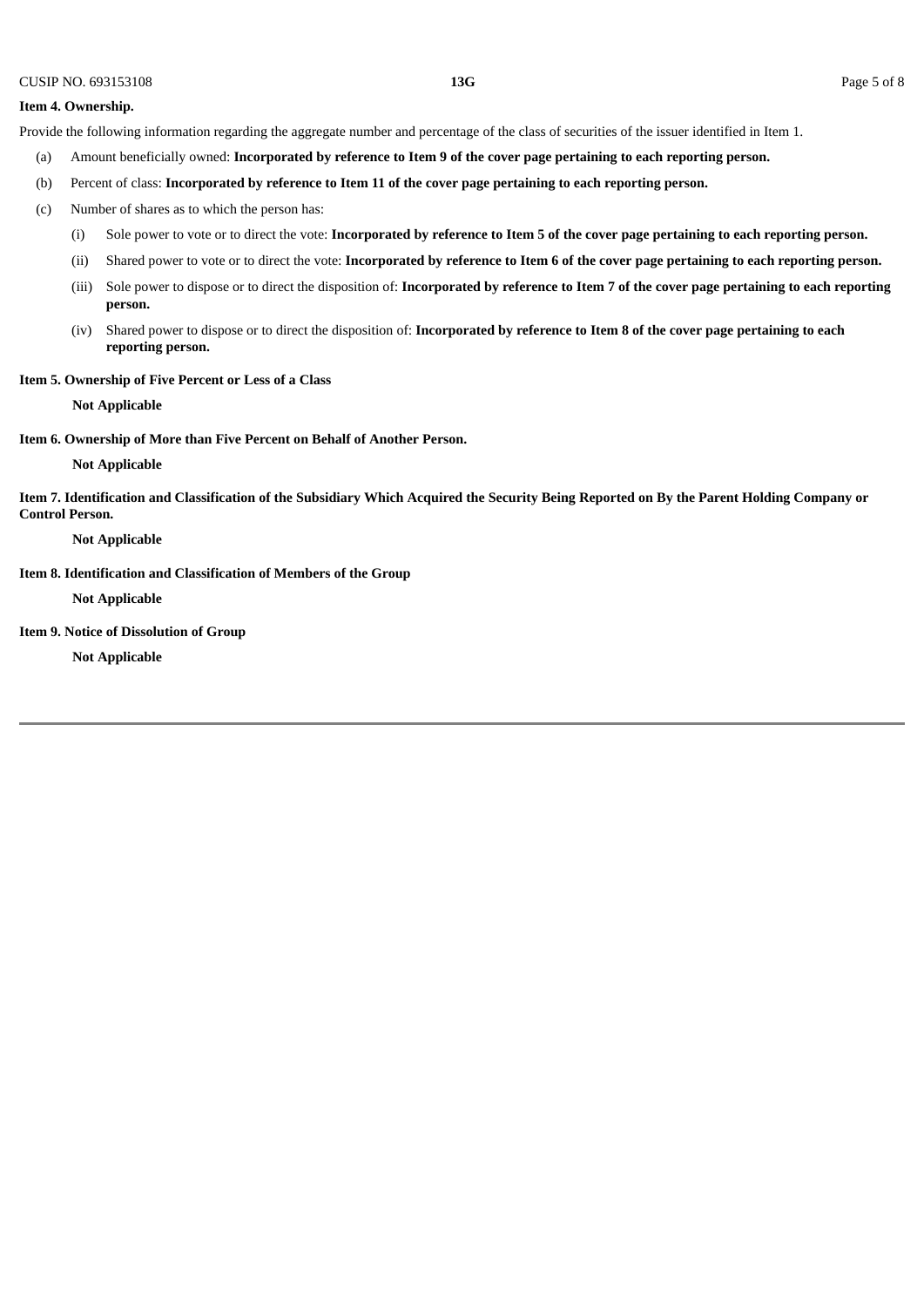**Item 4. Ownership.**

Provide the following information regarding the aggregate number and percentage of the class of securities of the issuer identified in Item 1.

(a) Amount beneficially owned: **Incorporated by reference to Item 9 of the cover page pertaining to each reporting person.**

(b) Percent of class: **Incorporated by reference to Item 11 of the cover page pertaining to each reporting person.**

(c) Number of shares as to which the person has:

- (i) Sole power to vote or to direct the vote: **Incorporated by reference to Item 5 of the cover page pertaining to each reporting person.**
- (ii) Shared power to vote or to direct the vote: **Incorporated by reference to Item 6 of the cover page pertaining to each reporting person.**
- (iii) Sole power to dispose or to direct the disposition of: **Incorporated by reference to Item 7 of the cover page pertaining to each reporting person.**
- (iv) Shared power to dispose or to direct the disposition of: **Incorporated by reference to Item 8 of the cover page pertaining to each reporting person.**

**Item 5. Ownership of Five Percent or Less of a Class**

**Not Applicable**

**Item 6. Ownership of More than Five Percent on Behalf of Another Person.**

**Not Applicable**

**Item 7. Identification and Classification of the Subsidiary Which Acquired the Security Being Reported on By the Parent Holding Company or Control Person.**

**Not Applicable**

**Item 8. Identification and Classification of Members of the Group**

**Not Applicable**

**Item 9. Notice of Dissolution of Group**

**Not Applicable**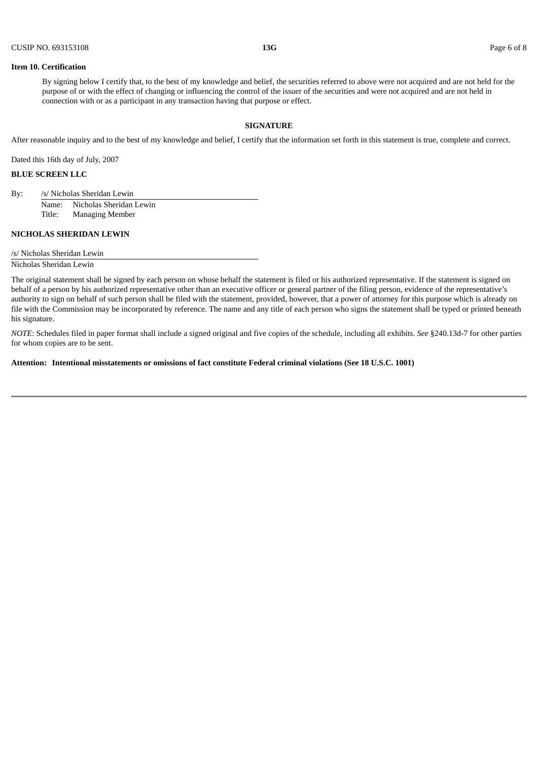**Item 10. Certification**

By signing below I certify that, to the best of my knowledge and belief, the securities referred to above were not acquired and are not held for the purpose of or with the effect of changing or influencing the control of the issuer of the securities and were not acquired and are not held in connection with or as a participant in any transaction having that purpose or effect.

**SIGNATURE**

After reasonable inquiry and to the best of my knowledge and belief, I certify that the information set forth in this statement is true, complete and correct.

Dated this 16th day of July, 2007

**BLUE SCREEN LLC**

By: /s/ Nicholas Sheridan Lewin
Name: Nicholas Sheridan Lewin
Title: Managing Member

**NICHOLAS SHERIDAN LEWIN**

/s/ Nicholas Sheridan Lewin
Nicholas Sheridan Lewin

The original statement shall be signed by each person on whose behalf the statement is filed or his authorized representative. If the statement is signed on behalf of a person by his authorized representative other than an executive officer or general partner of the filing person, evidence of the representative's authority to sign on behalf of such person shall be filed with the statement, provided, however, that a power of attorney for this purpose which is already on file with the Commission may be incorporated by reference. The name and any title of each person who signs the statement shall be typed or printed beneath his signature.

*NOTE*: Schedules filed in paper format shall include a signed original and five copies of the schedule, including all exhibits. *See* §240.13d-7 for other parties for whom copies are to be sent.

**Attention: Intentional misstatements or omissions of fact constitute Federal criminal violations (See 18 U.S.C. 1001)**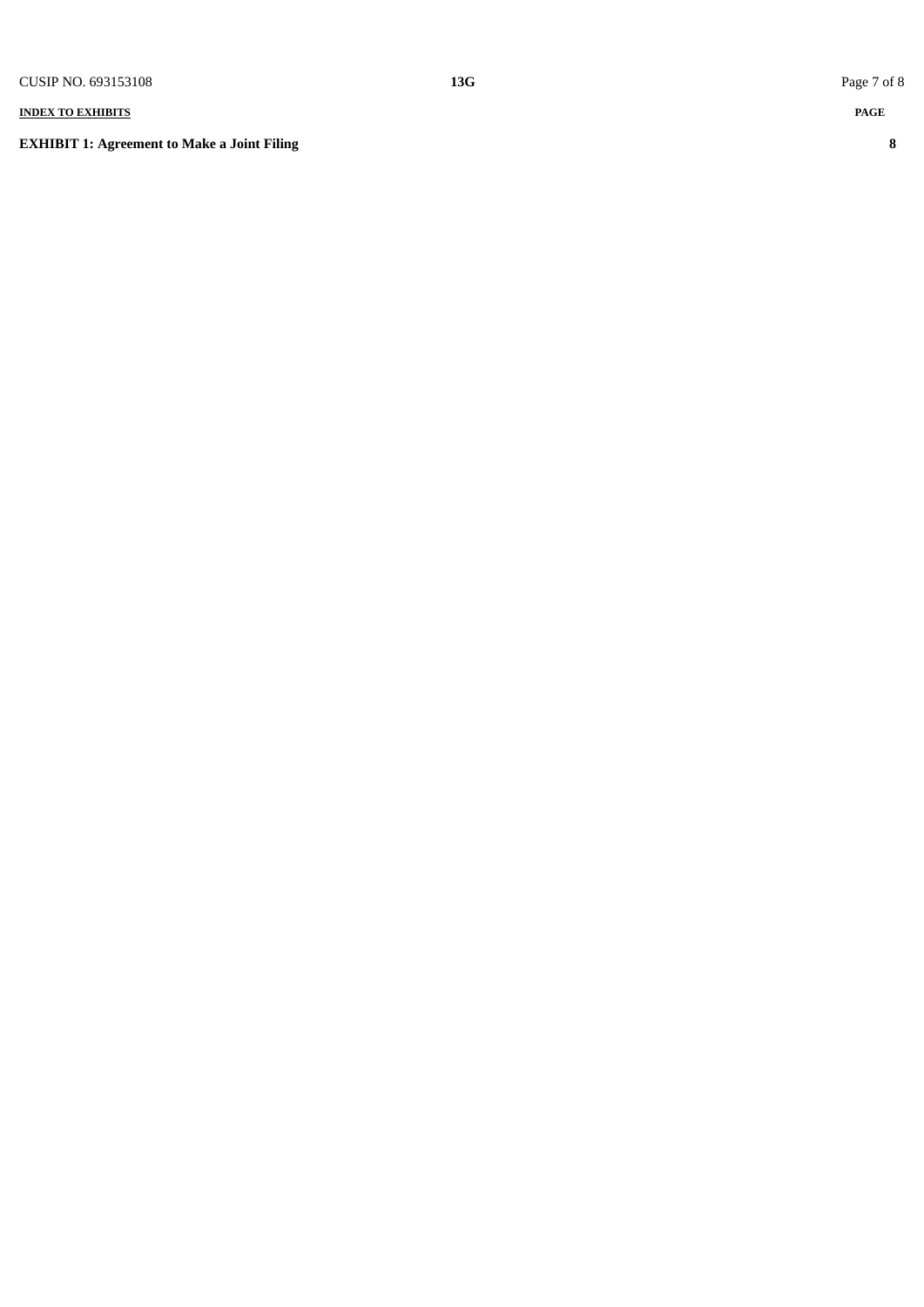**INDEX TO EXHIBITS**

| | PAGE |
|---|---|
| **EXHIBIT 1: Agreement to Make a Joint Filing** | **8** |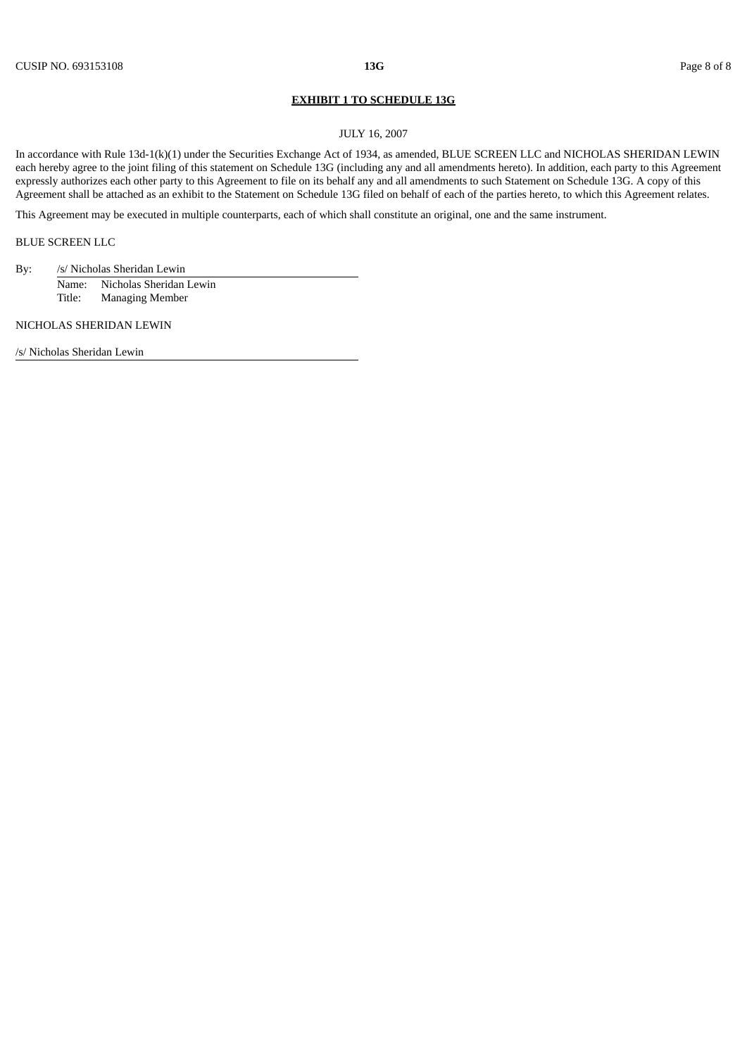## EXHIBIT 1 TO SCHEDULE 13G

JULY 16, 2007

In accordance with Rule 13d-1(k)(1) under the Securities Exchange Act of 1934, as amended, BLUE SCREEN LLC and NICHOLAS SHERIDAN LEWIN each hereby agree to the joint filing of this statement on Schedule 13G (including any and all amendments hereto). In addition, each party to this Agreement expressly authorizes each other party to this Agreement to file on its behalf any and all amendments to such Statement on Schedule 13G. A copy of this Agreement shall be attached as an exhibit to the Statement on Schedule 13G filed on behalf of each of the parties hereto, to which this Agreement relates.

This Agreement may be executed in multiple counterparts, each of which shall constitute an original, one and the same instrument.

BLUE SCREEN LLC

By: /s/ Nicholas Sheridan Lewin
Name: Nicholas Sheridan Lewin
Title: Managing Member

NICHOLAS SHERIDAN LEWIN

/s/ Nicholas Sheridan Lewin